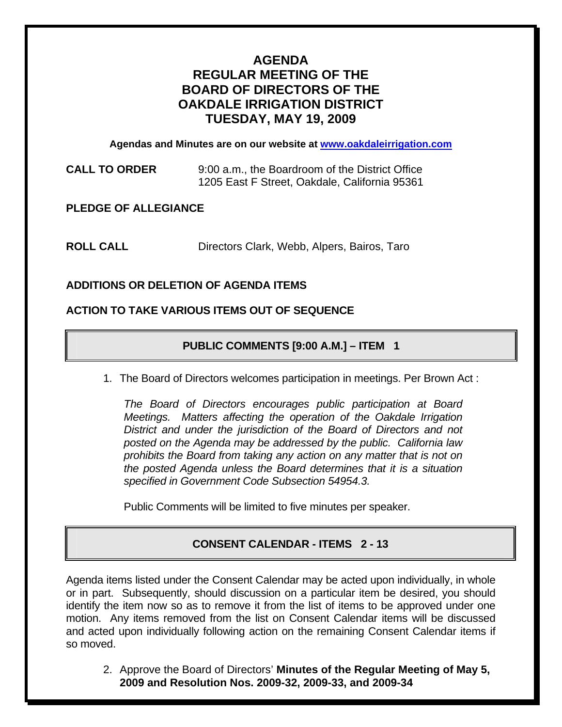# AGENDA
# REGULAR MEETING OF THE BOARD OF DIRECTORS OF THE OAKDALE IRRIGATION DISTRICT
# TUESDAY, MAY 19, 2009

**Agendas and Minutes are on our website at [www.oakdaleirrigation.com](http://www.oakdaleirrigation.com)**

**CALL TO ORDER** 9:00 a.m., the Boardroom of the District Office
1205 East F Street, Oakdale, California 95361

**PLEDGE OF ALLEGIANCE**

**ROLL CALL** Directors Clark, Webb, Alpers, Bairos, Taro

**ADDITIONS OR DELETION OF AGENDA ITEMS**

**ACTION TO TAKE VARIOUS ITEMS OUT OF SEQUENCE**

## PUBLIC COMMENTS [9:00 A.M.] – ITEM 1

1. The Board of Directors welcomes participation in meetings. Per Brown Act :

   *The Board of Directors encourages public participation at Board Meetings. Matters affecting the operation of the Oakdale Irrigation District and under the jurisdiction of the Board of Directors and not posted on the Agenda may be addressed by the public. California law prohibits the Board from taking any action on any matter that is not on the posted Agenda unless the Board determines that it is a situation specified in Government Code Subsection 54954.3.*

   Public Comments will be limited to five minutes per speaker.

## CONSENT CALENDAR - ITEMS 2 - 13

Agenda items listed under the Consent Calendar may be acted upon individually, in whole or in part. Subsequently, should discussion on a particular item be desired, you should identify the item now so as to remove it from the list of items to be approved under one motion. Any items removed from the list on Consent Calendar items will be discussed and acted upon individually following action on the remaining Consent Calendar items if so moved.

2. Approve the Board of Directors' **Minutes of the Regular Meeting of May 5, 2009 and Resolution Nos. 2009-32, 2009-33, and 2009-34**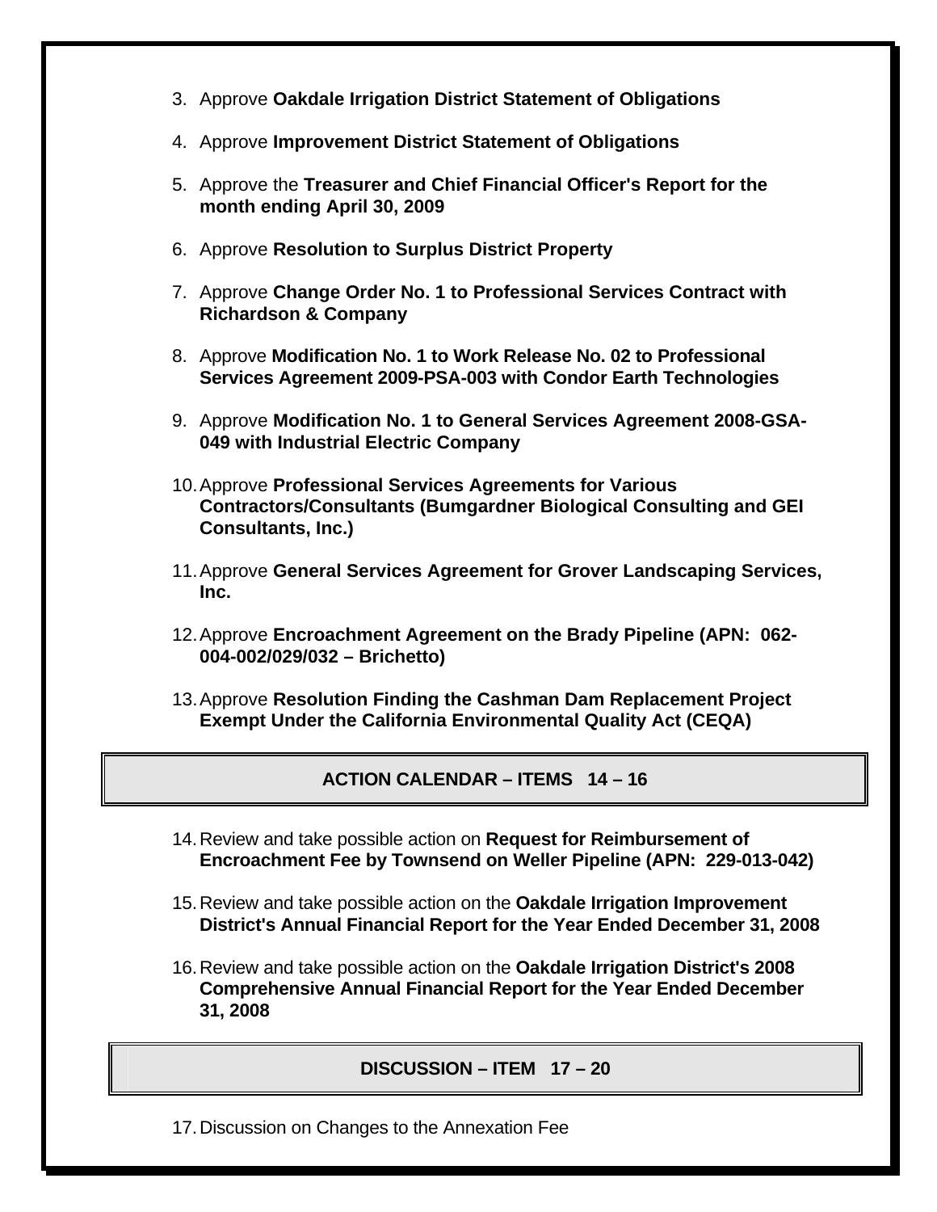3. Approve **Oakdale Irrigation District Statement of Obligations**

4. Approve **Improvement District Statement of Obligations**

5. Approve the **Treasurer and Chief Financial Officer's Report for the month ending April 30, 2009**

6. Approve **Resolution to Surplus District Property**

7. Approve **Change Order No. 1 to Professional Services Contract with Richardson & Company**

8. Approve **Modification No. 1 to Work Release No. 02 to Professional Services Agreement 2009-PSA-003 with Condor Earth Technologies**

9. Approve **Modification No. 1 to General Services Agreement 2008-GSA-049 with Industrial Electric Company**

10. Approve **Professional Services Agreements for Various Contractors/Consultants (Bumgardner Biological Consulting and GEI Consultants, Inc.)**

11. Approve **General Services Agreement for Grover Landscaping Services, Inc.**

12. Approve **Encroachment Agreement on the Brady Pipeline (APN: 062-004-002/029/032 – Brichetto)**

13. Approve **Resolution Finding the Cashman Dam Replacement Project Exempt Under the California Environmental Quality Act (CEQA)**

## ACTION CALENDAR – ITEMS 14 – 16

14. Review and take possible action on **Request for Reimbursement of Encroachment Fee by Townsend on Weller Pipeline (APN: 229-013-042)**

15. Review and take possible action on the **Oakdale Irrigation Improvement District's Annual Financial Report for the Year Ended December 31, 2008**

16. Review and take possible action on the **Oakdale Irrigation District's 2008 Comprehensive Annual Financial Report for the Year Ended December 31, 2008**

## DISCUSSION – ITEM 17 – 20

17. Discussion on Changes to the Annexation Fee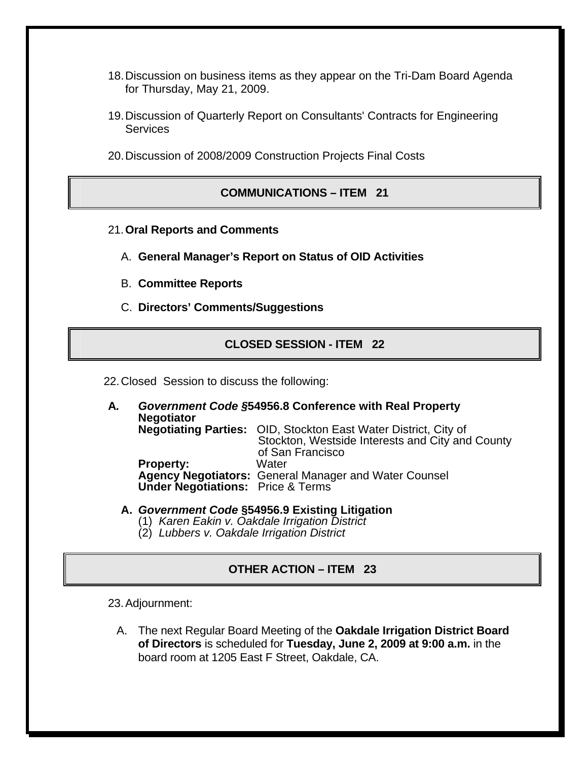18. Discussion on business items as they appear on the Tri-Dam Board Agenda for Thursday, May 21, 2009.

19. Discussion of Quarterly Report on Consultants' Contracts for Engineering Services

20. Discussion of 2008/2009 Construction Projects Final Costs

## COMMUNICATIONS – ITEM 21

21. **Oral Reports and Comments**

    A. **General Manager's Report on Status of OID Activities**

    B. **Committee Reports**

    C. **Directors' Comments/Suggestions**

## CLOSED SESSION - ITEM 22

22. Closed Session to discuss the following:

**A.** ***Government Code*** **§54956.8 Conference with Real Property Negotiator**
**Negotiating Parties:** OID, Stockton East Water District, City of Stockton, Westside Interests and City and County of San Francisco
**Property:** Water
**Agency Negotiators:** General Manager and Water Counsel
**Under Negotiations:** Price & Terms

**A.** ***Government Code*** **§54956.9 Existing Litigation**
(1) *Karen Eakin v. Oakdale Irrigation District*
(2) *Lubbers v. Oakdale Irrigation District*

## OTHER ACTION – ITEM 23

23. Adjournment:

    A. The next Regular Board Meeting of the **Oakdale Irrigation District Board of Directors** is scheduled for **Tuesday, June 2, 2009 at 9:00 a.m.** in the board room at 1205 East F Street, Oakdale, CA.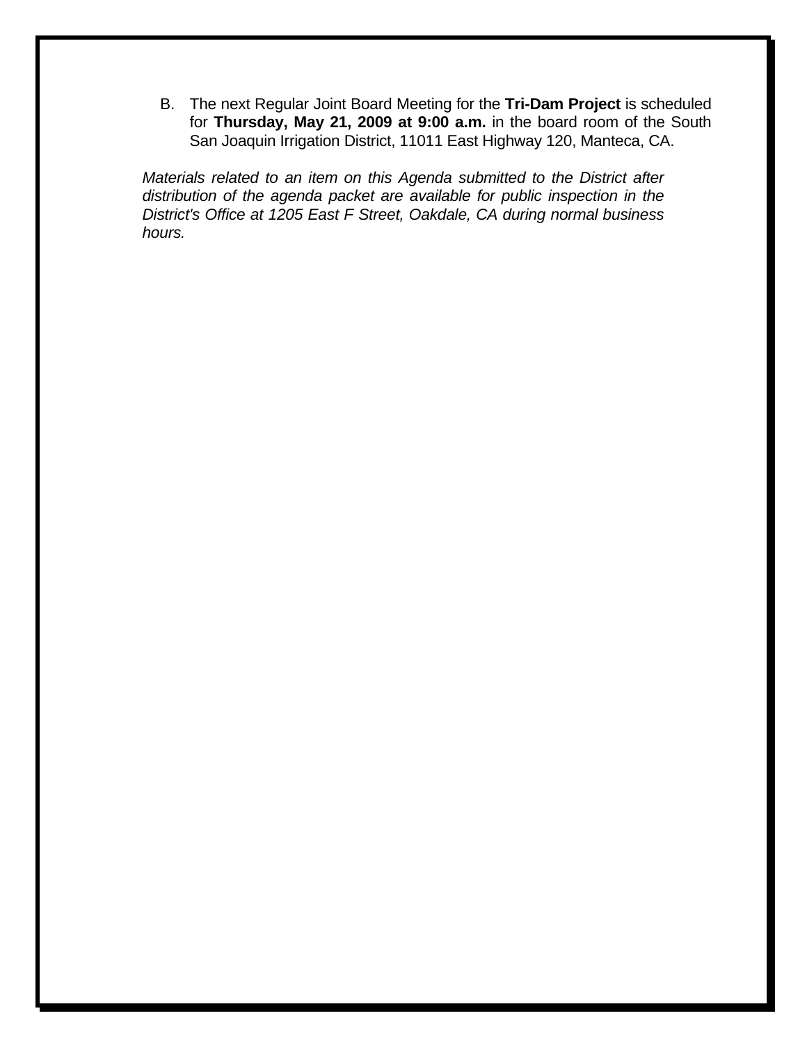B. The next Regular Joint Board Meeting for the **Tri-Dam Project** is scheduled for **Thursday, May 21, 2009 at 9:00 a.m.** in the board room of the South San Joaquin Irrigation District, 11011 East Highway 120, Manteca, CA.

*Materials related to an item on this Agenda submitted to the District after distribution of the agenda packet are available for public inspection in the District's Office at 1205 East F Street, Oakdale, CA during normal business hours.*